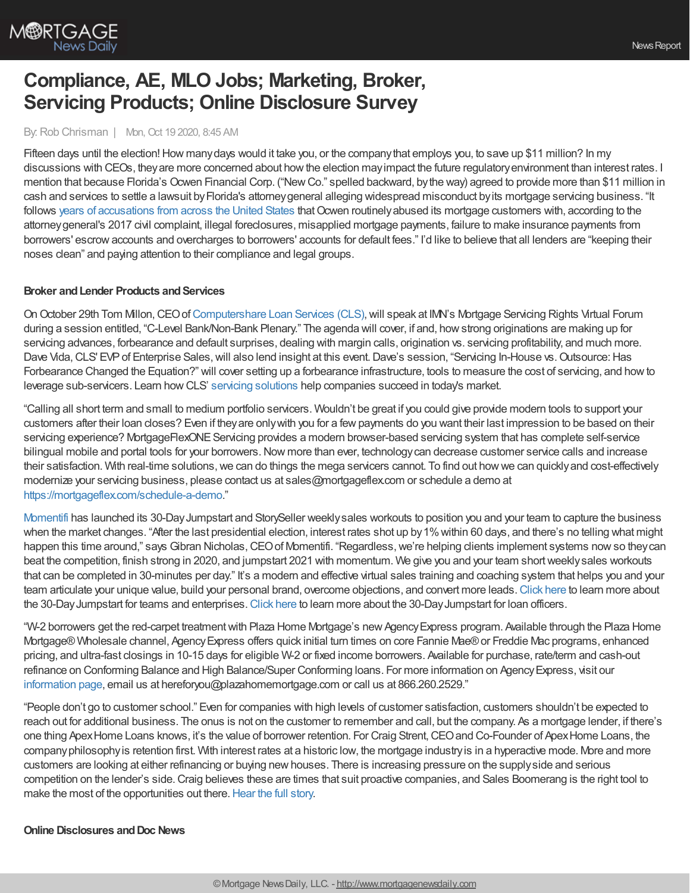# Compliance, AE, MLO Jobs; Marketing, Broker, Servicing Products; Online Disclosure Survey

By: Rob Chrisman | Mon, Oct 19 2020, 8:45 AM

Fifteen days until the election! How many days would it take you, or the company that employs you, to save up $11 million? In my discussions with CEOs, they are more concerned about how the election may impact the future regulatory environment than interest rates. I mention that because Florida's Ocwen Financial Corp. ("New Co." spelled backward, by the way) agreed to provide more than $11 million in cash and services to settle a lawsuit by Florida's attorney general alleging widespread misconduct by its mortgage servicing business. "It follows years of accusations from across the United States that Ocwen routinely abused its mortgage customers with, according to the attorney general's 2017 civil complaint, illegal foreclosures, misapplied mortgage payments, failure to make insurance payments from borrowers' escrow accounts and overcharges to borrowers' accounts for default fees." I'd like to believe that all lenders are "keeping their noses clean" and paying attention to their compliance and legal groups.

**Broker and Lender Products and Services**

On October 29th Tom Millon, CEO of Computershare Loan Services (CLS), will speak at IMN's Mortgage Servicing Rights Virtual Forum during a session entitled, "C-Level Bank/Non-Bank Plenary." The agenda will cover, if and, how strong originations are making up for servicing advances, forbearance and default surprises, dealing with margin calls, origination vs. servicing profitability, and much more. Dave Vida, CLS' EVP of Enterprise Sales, will also lend insight at this event. Dave's session, "Servicing In-House vs. Outsource: Has Forbearance Changed the Equation?" will cover setting up a forbearance infrastructure, tools to measure the cost of servicing, and how to leverage sub-servicers. Learn how CLS' servicing solutions help companies succeed in today's market.

"Calling all short term and small to medium portfolio servicers. Wouldn't be great if you could give provide modern tools to support your customers after their loan closes? Even if they are only with you for a few payments do you want their last impression to be based on their servicing experience? MortgageFlexONE Servicing provides a modern browser-based servicing system that has complete self-service bilingual mobile and portal tools for your borrowers. Now more than ever, technology can decrease customer service calls and increase their satisfaction. With real-time solutions, we can do things the mega servicers cannot. To find out how we can quickly and cost-effectively modernize your servicing business, please contact us at sales@mortgageflex.com or schedule a demo at https://mortgageflex.com/schedule-a-demo."

Momentifi has launched its 30-Day Jumpstart and StorySeller weekly sales workouts to position you and your team to capture the business when the market changes. "After the last presidential election, interest rates shot up by 1% within 60 days, and there's no telling what might happen this time around," says Gibran Nicholas, CEO of Momentifi. "Regardless, we're helping clients implement systems now so they can beat the competition, finish strong in 2020, and jumpstart 2021 with momentum. We give you and your team short weekly sales workouts that can be completed in 30-minutes per day." It's a modern and effective virtual sales training and coaching system that helps you and your team articulate your unique value, build your personal brand, overcome objections, and convert more leads. Click here to learn more about the 30-Day Jumpstart for teams and enterprises. Click here to learn more about the 30-Day Jumpstart for loan officers.

"W-2 borrowers get the red-carpet treatment with Plaza Home Mortgage's new Agency Express program. Available through the Plaza Home Mortgage® Wholesale channel, Agency Express offers quick initial turn times on core Fannie Mae® or Freddie Mac programs, enhanced pricing, and ultra-fast closings in 10-15 days for eligible W-2 or fixed income borrowers. Available for purchase, rate/term and cash-out refinance on Conforming Balance and High Balance/Super Conforming loans. For more information on Agency Express, visit our information page, email us at hereforyou@plazahomemortgage.com or call us at 866.260.2529."

"People don't go to customer school." Even for companies with high levels of customer satisfaction, customers shouldn't be expected to reach out for additional business. The onus is not on the customer to remember and call, but the company. As a mortgage lender, if there's one thing Apex Home Loans knows, it's the value of borrower retention. For Craig Strent, CEO and Co-Founder of Apex Home Loans, the company philosophy is retention first. With interest rates at a historic low, the mortgage industry is in a hyperactive mode. More and more customers are looking at either refinancing or buying new houses. There is increasing pressure on the supply side and serious competition on the lender's side. Craig believes these are times that suit proactive companies, and Sales Boomerang is the right tool to make the most of the opportunities out there. Hear the full story.

**Online Disclosures and Doc News**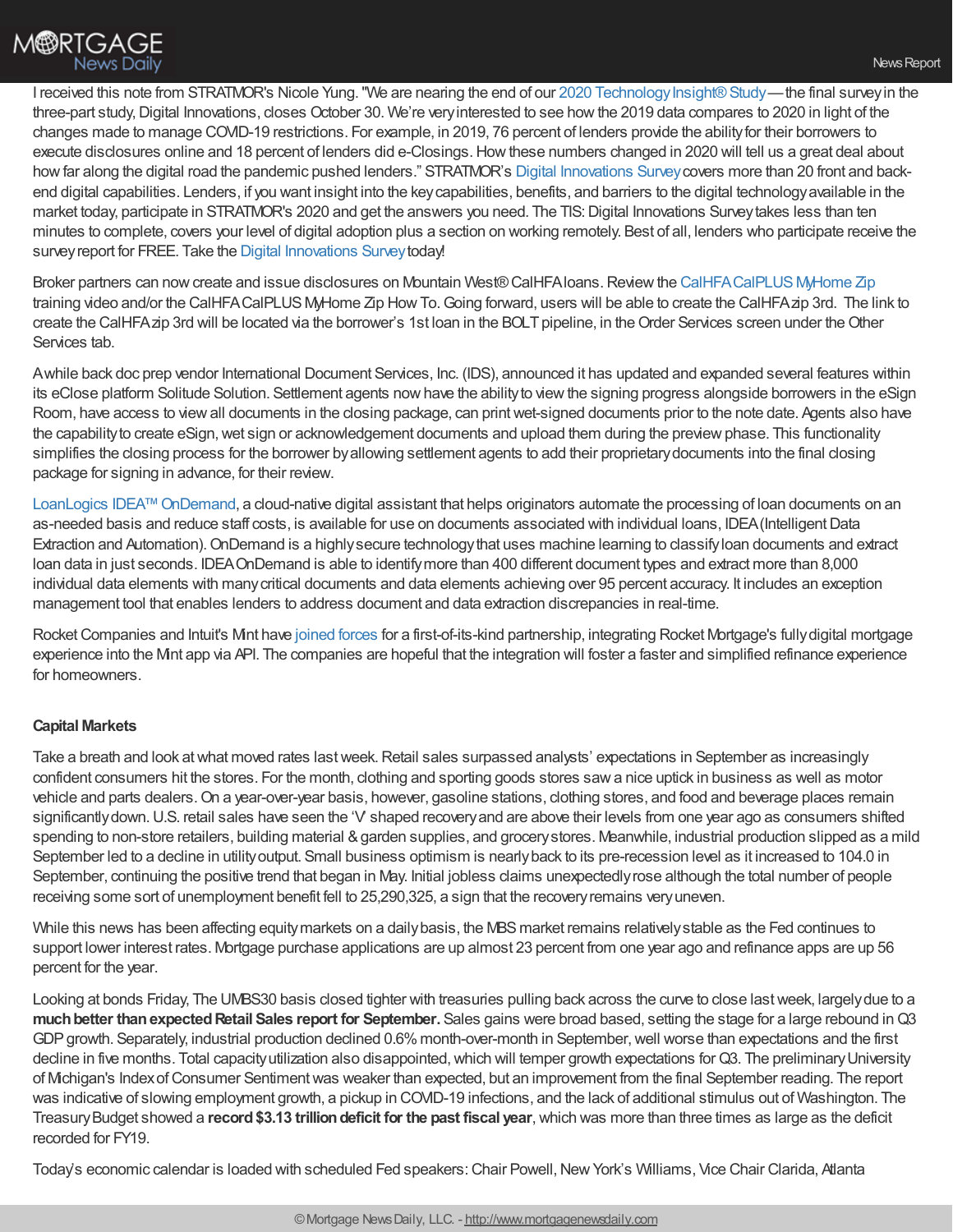I received this note from STRATMOR's Nicole Yung. "We are nearing the end of our 2020 Technology Insight® Study—the final survey in the three-part study, Digital Innovations, closes October 30. We're very interested to see how the 2019 data compares to 2020 in light of the changes made to manage COVID-19 restrictions. For example, in 2019, 76 percent of lenders provide the ability for their borrowers to execute disclosures online and 18 percent of lenders did e-Closings. How these numbers changed in 2020 will tell us a great deal about how far along the digital road the pandemic pushed lenders." STRATMOR's Digital Innovations Survey covers more than 20 front and back-end digital capabilities. Lenders, if you want insight into the key capabilities, benefits, and barriers to the digital technology available in the market today, participate in STRATMOR's 2020 and get the answers you need. The TIS: Digital Innovations Survey takes less than ten minutes to complete, covers your level of digital adoption plus a section on working remotely. Best of all, lenders who participate receive the survey report for FREE. Take the Digital Innovations Survey today!

Broker partners can now create and issue disclosures on Mountain West® CalHFA loans. Review the CalHFA CalPLUS MyHome Zip training video and/or the CalHFA CalPLUS MyHome Zip How To. Going forward, users will be able to create the CalHFA zip 3rd. The link to create the CalHFA zip 3rd will be located via the borrower's 1st loan in the BOLT pipeline, in the Order Services screen under the Other Services tab.

A while back doc prep vendor International Document Services, Inc. (IDS), announced it has updated and expanded several features within its eClose platform Solitude Solution. Settlement agents now have the ability to view the signing progress alongside borrowers in the eSign Room, have access to view all documents in the closing package, can print wet-signed documents prior to the note date. Agents also have the capability to create eSign, wet sign or acknowledgement documents and upload them during the preview phase. This functionality simplifies the closing process for the borrower by allowing settlement agents to add their proprietary documents into the final closing package for signing in advance, for their review.

LoanLogics IDEA™ OnDemand, a cloud-native digital assistant that helps originators automate the processing of loan documents on an as-needed basis and reduce staff costs, is available for use on documents associated with individual loans, IDEA (Intelligent Data Extraction and Automation). OnDemand is a highly secure technology that uses machine learning to classify loan documents and extract loan data in just seconds. IDEA OnDemand is able to identify more than 400 different document types and extract more than 8,000 individual data elements with many critical documents and data elements achieving over 95 percent accuracy. It includes an exception management tool that enables lenders to address document and data extraction discrepancies in real-time.

Rocket Companies and Intuit's Mint have joined forces for a first-of-its-kind partnership, integrating Rocket Mortgage's fully digital mortgage experience into the Mint app via API. The companies are hopeful that the integration will foster a faster and simplified refinance experience for homeowners.

**Capital Markets**

Take a breath and look at what moved rates last week. Retail sales surpassed analysts' expectations in September as increasingly confident consumers hit the stores. For the month, clothing and sporting goods stores saw a nice uptick in business as well as motor vehicle and parts dealers. On a year-over-year basis, however, gasoline stations, clothing stores, and food and beverage places remain significantly down. U.S. retail sales have seen the 'V' shaped recovery and are above their levels from one year ago as consumers shifted spending to non-store retailers, building material & garden supplies, and grocery stores. Meanwhile, industrial production slipped as a mild September led to a decline in utility output. Small business optimism is nearly back to its pre-recession level as it increased to 104.0 in September, continuing the positive trend that began in May. Initial jobless claims unexpectedly rose although the total number of people receiving some sort of unemployment benefit fell to 25,290,325, a sign that the recovery remains very uneven.

While this news has been affecting equity markets on a daily basis, the MBS market remains relatively stable as the Fed continues to support lower interest rates. Mortgage purchase applications are up almost 23 percent from one year ago and refinance apps are up 56 percent for the year.

Looking at bonds Friday, The UMBS30 basis closed tighter with treasuries pulling back across the curve to close last week, largely due to a **much better than expected Retail Sales report for September.** Sales gains were broad based, setting the stage for a large rebound in Q3 GDP growth. Separately, industrial production declined 0.6% month-over-month in September, well worse than expectations and the first decline in five months. Total capacity utilization also disappointed, which will temper growth expectations for Q3. The preliminary University of Michigan's Index of Consumer Sentiment was weaker than expected, but an improvement from the final September reading. The report was indicative of slowing employment growth, a pickup in COVID-19 infections, and the lack of additional stimulus out of Washington. The Treasury Budget showed a **record $3.13 trillion deficit for the past fiscal year**, which was more than three times as large as the deficit recorded for FY19.

Today's economic calendar is loaded with scheduled Fed speakers: Chair Powell, New York's Williams, Vice Chair Clarida, Atlanta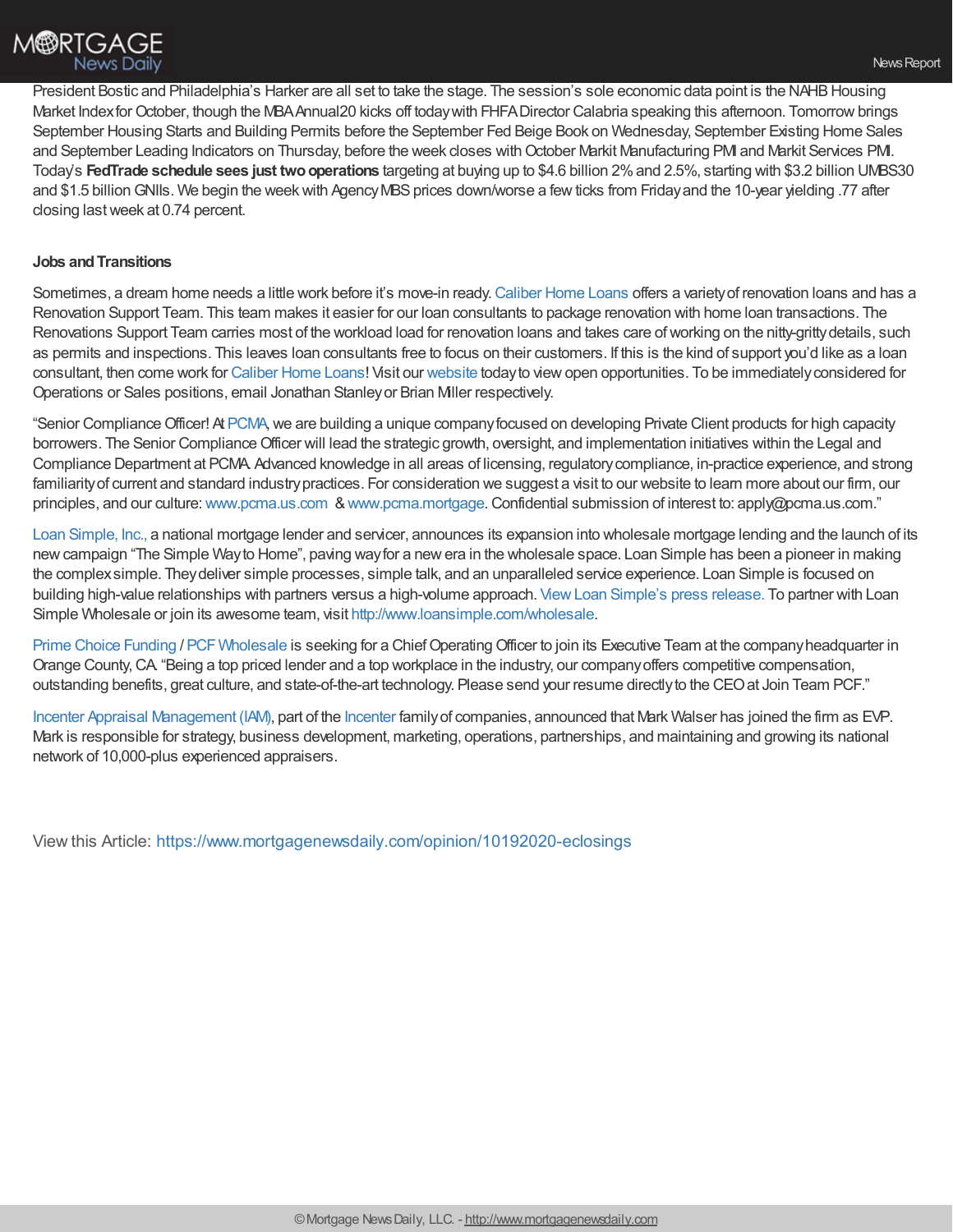President Bostic and Philadelphia's Harker are all set to take the stage. The session's sole economic data point is the NAHB Housing Market Index for October, though the MBA Annual20 kicks off today with FHFA Director Calabria speaking this afternoon. Tomorrow brings September Housing Starts and Building Permits before the September Fed Beige Book on Wednesday, September Existing Home Sales and September Leading Indicators on Thursday, before the week closes with October Markit Manufacturing PMI and Markit Services PMI. Today's **FedTrade schedule sees just two operations** targeting at buying up to $4.6 billion 2% and 2.5%, starting with $3.2 billion UMBS30 and $1.5 billion GNIIs. We begin the week with Agency MBS prices down/worse a few ticks from Friday and the 10-year yielding .77 after closing last week at 0.74 percent.

**Jobs and Transitions**

Sometimes, a dream home needs a little work before it's move-in ready. Caliber Home Loans offers a variety of renovation loans and has a Renovation Support Team. This team makes it easier for our loan consultants to package renovation with home loan transactions. The Renovations Support Team carries most of the workload load for renovation loans and takes care of working on the nitty-gritty details, such as permits and inspections. This leaves loan consultants free to focus on their customers. If this is the kind of support you'd like as a loan consultant, then come work for Caliber Home Loans! Visit our website today to view open opportunities. To be immediately considered for Operations or Sales positions, email Jonathan Stanley or Brian Miller respectively.

"Senior Compliance Officer! At PCMA, we are building a unique company focused on developing Private Client products for high capacity borrowers. The Senior Compliance Officer will lead the strategic growth, oversight, and implementation initiatives within the Legal and Compliance Department at PCMA. Advanced knowledge in all areas of licensing, regulatory compliance, in-practice experience, and strong familiarity of current and standard industry practices. For consideration we suggest a visit to our website to learn more about our firm, our principles, and our culture: www.pcma.us.com & www.pcma.mortgage. Confidential submission of interest to: apply@pcma.us.com."

Loan Simple, Inc., a national mortgage lender and servicer, announces its expansion into wholesale mortgage lending and the launch of its new campaign "The Simple Way to Home", paving way for a new era in the wholesale space. Loan Simple has been a pioneer in making the complex simple. They deliver simple processes, simple talk, and an unparalleled service experience. Loan Simple is focused on building high-value relationships with partners versus a high-volume approach. View Loan Simple's press release. To partner with Loan Simple Wholesale or join its awesome team, visit http://www.loansimple.com/wholesale.

Prime Choice Funding / PCF Wholesale is seeking for a Chief Operating Officer to join its Executive Team at the company headquarter in Orange County, CA. "Being a top priced lender and a top workplace in the industry, our company offers competitive compensation, outstanding benefits, great culture, and state-of-the-art technology. Please send your resume directly to the CEO at Join Team PCF."

Incenter Appraisal Management (IAM), part of the Incenter family of companies, announced that Mark Walser has joined the firm as EVP. Mark is responsible for strategy, business development, marketing, operations, partnerships, and maintaining and growing its national network of 10,000-plus experienced appraisers.

View this Article: https://www.mortgagenewsdaily.com/opinion/10192020-eclosings